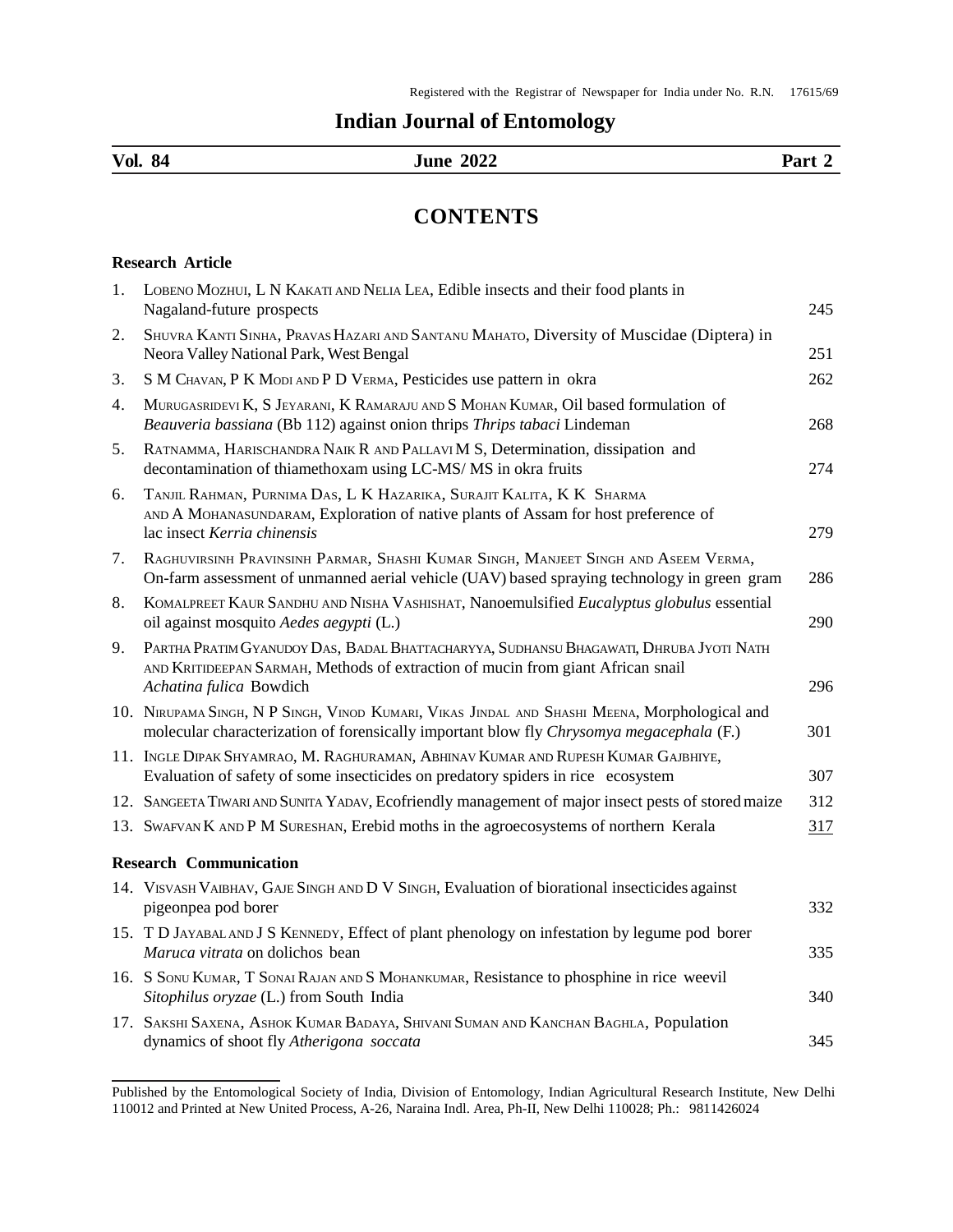Registered with the Registrar of Newspaper for India under No. R.N. 17615/69

# Indian Journal of Entomology

**Vol. 84 June 2022 Part 2**

## CONTENTS

### Research Article

1. LOBENO MOZHUI, L N KAKATI AND NELIA LEA, Edible insects and their food plants in Nagaland-future prospects 245
2. SHUVRA KANTI SINHA, PRAVAS HAZARI AND SANTANU MAHATO, Diversity of Muscidae (Diptera) in Neora Valley National Park, West Bengal 251
3. S M CHAVAN, P K MODI AND P D VERMA, Pesticides use pattern in okra 262
4. MURUGASRIDEVI K, S JEYARANI, K RAMARAJU AND S MOHAN KUMAR, Oil based formulation of *Beauveria bassiana* (Bb 112) against onion thrips *Thrips tabaci* Lindeman 268
5. RATNAMMA, HARISCHANDRA NAIK R AND PALLAVI M S, Determination, dissipation and decontamination of thiamethoxam using LC-MS/ MS in okra fruits 274
6. TANJIL RAHMAN, PURNIMA DAS, L K HAZARIKA, SURAJIT KALITA, K K SHARMA AND A MOHANASUNDARAM, Exploration of native plants of Assam for host preference of lac insect *Kerria chinensis* 279
7. RAGHUVIRSINH PRAVINSINH PARMAR, SHASHI KUMAR SINGH, MANJEET SINGH AND ASEEM VERMA, On-farm assessment of unmanned aerial vehicle (UAV) based spraying technology in green gram 286
8. KOMALPREET KAUR SANDHU AND NISHA VASHISHAT, Nanoemulsified *Eucalyptus globulus* essential oil against mosquito *Aedes aegypti* (L.) 290
9. PARTHA PRATIM GYANUDOY DAS, BADAL BHATTACHARYYA, SUDHANSU BHAGAWATI, DHRUBA JYOTI NATH AND KRITIDEEPAN SARMAH, Methods of extraction of mucin from giant African snail *Achatina fulica* Bowdich 296
10. NIRUPAMA SINGH, N P SINGH, VINOD KUMARI, VIKAS JINDAL AND SHASHI MEENA, Morphological and molecular characterization of forensically important blow fly *Chrysomya megacephala* (F.) 301
11. INGLE DIPAK SHYAMRAO, M. RAGHURAMAN, ABHINAV KUMAR AND RUPESH KUMAR GAJBHIYE, Evaluation of safety of some insecticides on predatory spiders in rice ecosystem 307
12. SANGEETA TIWARI AND SUNITA YADAV, Ecofriendly management of major insect pests of stored maize 312
13. SWAFVAN K AND P M SURESHAN, Erebid moths in the agroecosystems of northern Kerala 317

### Research Communication

14. VISVASH VAIBHAV, GAJE SINGH AND D V SINGH, Evaluation of biorational insecticides against pigeonpea pod borer 332
15. T D JAYABAL AND J S KENNEDY, Effect of plant phenology on infestation by legume pod borer *Maruca vitrata* on dolichos bean 335
16. S SONU KUMAR, T SONAI RAJAN AND S MOHANKUMAR, Resistance to phosphine in rice weevil *Sitophilus oryzae* (L.) from South India 340
17. SAKSHI SAXENA, ASHOK KUMAR BADAYA, SHIVANI SUMAN AND KANCHAN BAGHLA, Population dynamics of shoot fly *Atherigona soccata* 345

---

Published by the Entomological Society of India, Division of Entomology, Indian Agricultural Research Institute, New Delhi 110012 and Printed at New United Process, A-26, Naraina Indl. Area, Ph-II, New Delhi 110028; Ph.: 9811426024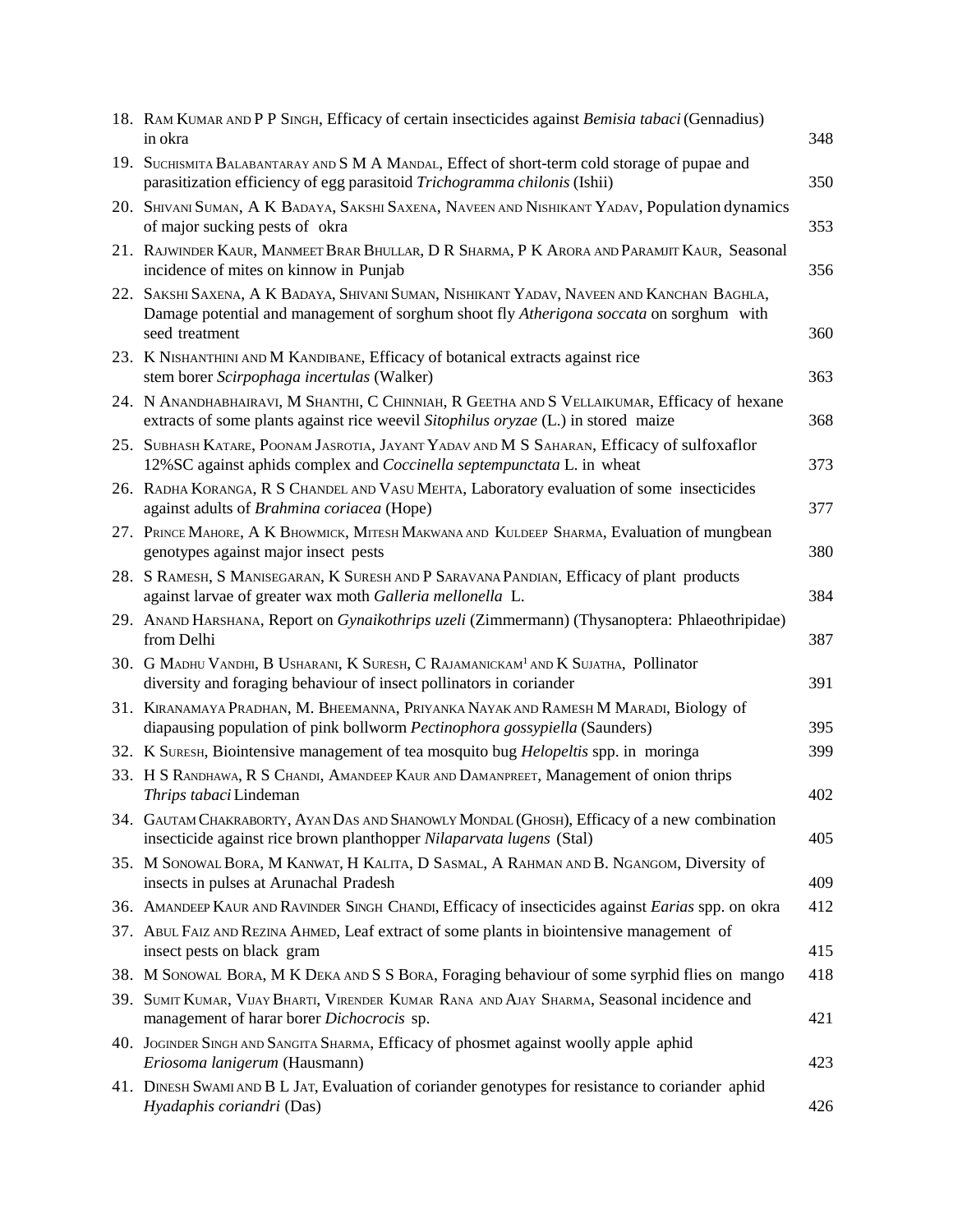18. Ram Kumar and P P Singh, Efficacy of certain insecticides against *Bemisia tabaci* (Gennadius) in okra 348

19. Suchismita Balabantaray and S M A Mandal, Effect of short-term cold storage of pupae and parasitization efficiency of egg parasitoid *Trichogramma chilonis* (Ishii) 350

20. Shivani Suman, A K Badaya, Sakshi Saxena, Naveen and Nishikant Yadav, Population dynamics of major sucking pests of okra 353

21. Rajwinder Kaur, Manmeet Brar Bhullar, D R Sharma, P K Arora and Paramjit Kaur, Seasonal incidence of mites on kinnow in Punjab 356

22. Sakshi Saxena, A K Badaya, Shivani Suman, Nishikant Yadav, Naveen and Kanchan Baghla, Damage potential and management of sorghum shoot fly *Atherigona soccata* on sorghum with seed treatment 360

23. K Nishanthini and M Kandibane, Efficacy of botanical extracts against rice stem borer *Scirpophaga incertulas* (Walker) 363

24. N Anandhabhairavi, M Shanthi, C Chinniah, R Geetha and S Vellaikumar, Efficacy of hexane extracts of some plants against rice weevil *Sitophilus oryzae* (L.) in stored maize 368

25. Subhash Katare, Poonam Jasrotia, Jayant Yadav and M S Saharan, Efficacy of sulfoxaflor 12%SC against aphids complex and *Coccinella septempunctata* L. in wheat 373

26. Radha Koranga, R S Chandel and Vasu Mehta, Laboratory evaluation of some insecticides against adults of *Brahmina coriacea* (Hope) 377

27. Prince Mahore, A K Bhowmick, Mitesh Makwana and Kuldeep Sharma, Evaluation of mungbean genotypes against major insect pests 380

28. S Ramesh, S Manisegaran, K Suresh and P Saravana Pandian, Efficacy of plant products against larvae of greater wax moth *Galleria mellonella* L. 384

29. Anand Harshana, Report on *Gynaikothrips uzeli* (Zimmermann) (Thysanoptera: Phlaeothripidae) from Delhi 387

30. G Madhu Vandhi, B Usharani, K Suresh, C Rajamanickam[1] and K Sujatha, Pollinator diversity and foraging behaviour of insect pollinators in coriander 391

31. Kiranamaya Pradhan, M. Bheemanna, Priyanka Nayak and Ramesh M Maradi, Biology of diapausing population of pink bollworm *Pectinophora gossypiella* (Saunders) 395

32. K Suresh, Biointensive management of tea mosquito bug *Helopeltis* spp. in moringa 399

33. H S Randhawa, R S Chandi, Amandeep Kaur and Damanpreet, Management of onion thrips *Thrips tabaci* Lindeman 402

34. Gautam Chakraborty, Ayan Das and Shanowly Mondal (Ghosh), Efficacy of a new combination insecticide against rice brown planthopper *Nilaparvata lugens* (Stal) 405

35. M Sonowal Bora, M Kanwat, H Kalita, D Sasmal, A Rahman and B. Ngangom, Diversity of insects in pulses at Arunachal Pradesh 409

36. Amandeep Kaur and Ravinder Singh Chandi, Efficacy of insecticides against *Earias* spp. on okra 412

37. Abul Faiz and Rezina Ahmed, Leaf extract of some plants in biointensive management of insect pests on black gram 415

38. M Sonowal Bora, M K Deka and S S Bora, Foraging behaviour of some syrphid flies on mango 418

39. Sumit Kumar, Vijay Bharti, Virender Kumar Rana and Ajay Sharma, Seasonal incidence and management of harar borer *Dichocrocis* sp. 421

40. Joginder Singh and Sangita Sharma, Efficacy of phosmet against woolly apple aphid *Eriosoma lanigerum* (Hausmann) 423

41. Dinesh Swami and B L Jat, Evaluation of coriander genotypes for resistance to coriander aphid *Hyadaphis coriandri* (Das) 426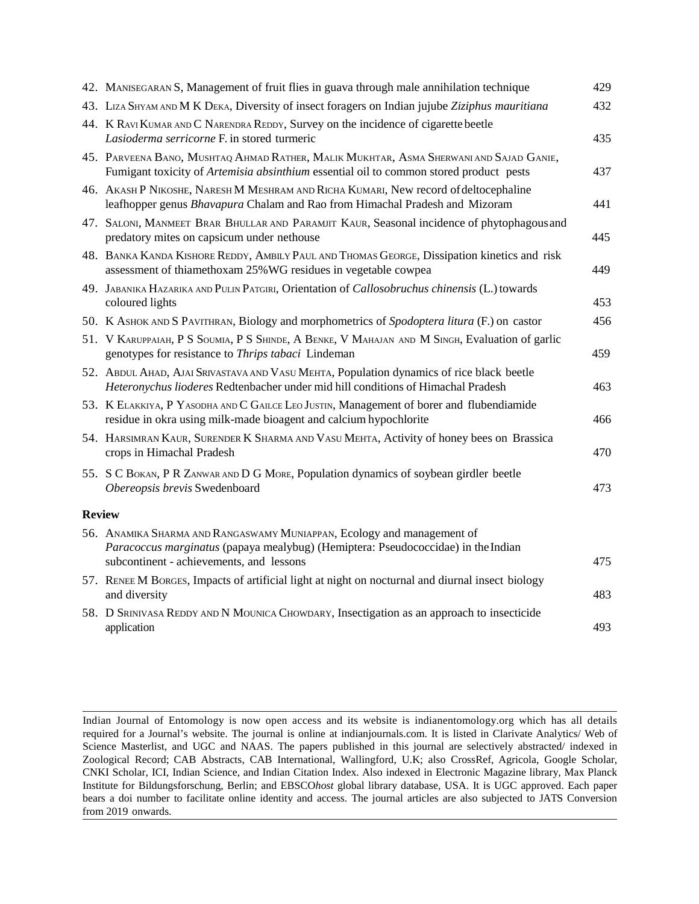42. MANISEGARAN S, Management of fruit flies in guava through male annihilation technique 429

43. LIZA SHYAM AND M K DEKA, Diversity of insect foragers on Indian jujube *Ziziphus mauritiana* 432

44. K RAVI KUMAR AND C NARENDRA REDDY, Survey on the incidence of cigarette beetle *Lasioderma serricorne* F. in stored turmeric 435

45. PARVEENA BANO, MUSHTAQ AHMAD RATHER, MALIK MUKHTAR, ASMA SHERWANI AND SAJAD GANIE, Fumigant toxicity of *Artemisia absinthium* essential oil to common stored product pests 437

46. AKASH P NIKOSHE, NARESH M MESHRAM AND RICHA KUMARI, New record of deltocephaline leafhopper genus *Bhavapura* Chalam and Rao from Himachal Pradesh and Mizoram 441

47. SALONI, MANMEET BRAR BHULLAR AND PARAMJIT KAUR, Seasonal incidence of phytophagous and predatory mites on capsicum under nethouse 445

48. BANKA KANDA KISHORE REDDY, AMBILY PAUL AND THOMAS GEORGE, Dissipation kinetics and risk assessment of thiamethoxam 25%WG residues in vegetable cowpea 449

49. JABANIKA HAZARIKA AND PULIN PATGIRI, Orientation of *Callosobruchus chinensis* (L.) towards coloured lights 453

50. K ASHOK AND S PAVITHRAN, Biology and morphometrics of *Spodoptera litura* (F.) on castor 456

51. V KARUPPAIAH, P S SOUMIA, P S SHINDE, A BENKE, V MAHAJAN AND M SINGH, Evaluation of garlic genotypes for resistance to *Thrips tabaci* Lindeman 459

52. ABDUL AHAD, AJAI SRIVASTAVA AND VASU MEHTA, Population dynamics of rice black beetle *Heteronychus lioderes* Redtenbacher under mid hill conditions of Himachal Pradesh 463

53. K ELAKKIYA, P YASODHA AND C GAILCE LEO JUSTIN, Management of borer and flubendiamide residue in okra using milk-made bioagent and calcium hypochlorite 466

54. HARSIMRAN KAUR, SURENDER K SHARMA AND VASU MEHTA, Activity of honey bees on Brassica crops in Himachal Pradesh 470

55. S C BOKAN, P R ZANWAR AND D G MORE, Population dynamics of soybean girdler beetle *Obereopsis brevis* Swedenboard 473

**Review**

56. ANAMIKA SHARMA AND RANGASWAMY MUNIAPPAN, Ecology and management of *Paracoccus marginatus* (papaya mealybug) (Hemiptera: Pseudococcidae) in the Indian subcontinent - achievements, and lessons 475

57. RENEE M BORGES, Impacts of artificial light at night on nocturnal and diurnal insect biology and diversity 483

58. D SRINIVASA REDDY AND N MOUNICA CHOWDARY, Insectigation as an approach to insecticide application 493

---

Indian Journal of Entomology is now open access and its website is indianentomology.org which has all details required for a Journal's website. The journal is online at indianjournals.com. It is listed in Clarivate Analytics/ Web of Science Masterlist, and UGC and NAAS. The papers published in this journal are selectively abstracted/ indexed in Zoological Record; CAB Abstracts, CAB International, Wallingford, U.K; also CrossRef, Agricola, Google Scholar, CNKI Scholar, ICI, Indian Science, and Indian Citation Index. Also indexed in Electronic Magazine library, Max Planck Institute for Bildungsforschung, Berlin; and EBSCO*host* global library database, USA. It is UGC approved. Each paper bears a doi number to facilitate online identity and access. The journal articles are also subjected to JATS Conversion from 2019 onwards.